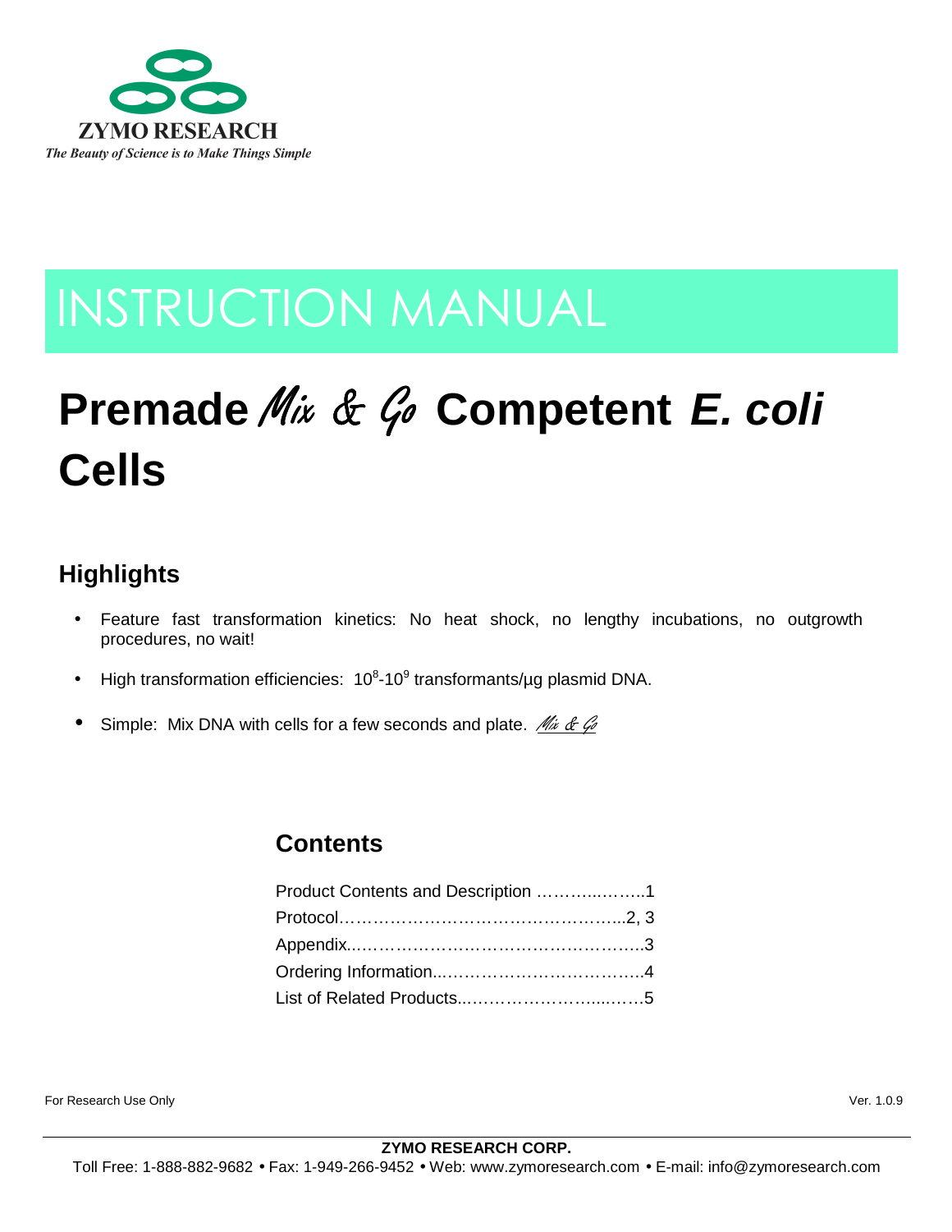ZYMO RESEARCH

*The Beauty of Science is to Make Things Simple*

# INSTRUCTION MANUAL

# Premade *Mix & Go* Competent *E. coli* Cells

## Highlights

- Feature fast transformation kinetics: No heat shock, no lengthy incubations, no outgrowth procedures, no wait!
- High transformation efficiencies: $10^8$-$10^9$ transformants/µg plasmid DNA.
- Simple: Mix DNA with cells for a few seconds and plate. *Mix & Go*

## Contents

Product Contents and Description ……….……..1
Protocol……………………………………………...2, 3
Appendix..……………………………………………..3
Ordering Information..………………………………..4
List of Related Products..…………………......……5

For Research Use Only

Ver. 1.0.9

**ZYMO RESEARCH CORP.**

Toll Free: 1-888-882-9682 • Fax: 1-949-266-9452 • Web: www.zymoresearch.com • E-mail: info@zymoresearch.com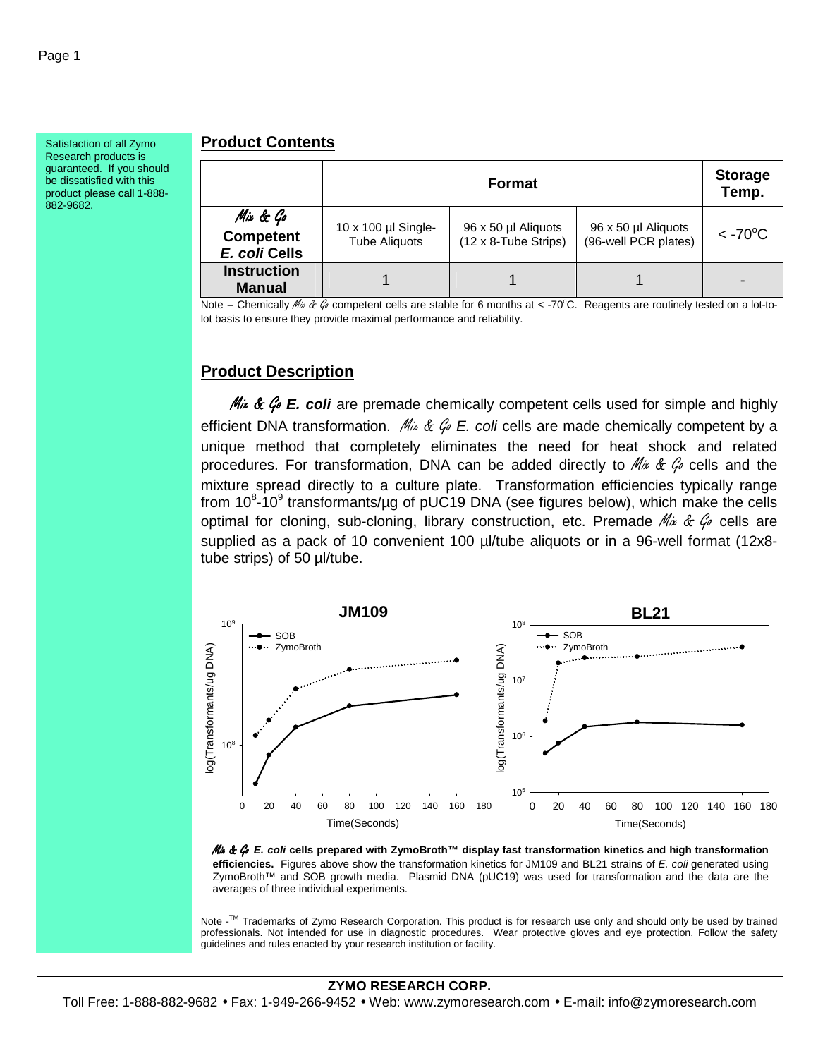Satisfaction of all Zymo Research products is guaranteed. If you should be dissatisfied with this product please call 1-888-882-9682.

## Product Contents

| | Format | | | Storage Temp. |
|---|---|---|---|---|
| *Mix & Go* **Competent *E. coli* Cells** | 10 x 100 µl Single-Tube Aliquots | 96 x 50 µl Aliquots (12 x 8-Tube Strips) | 96 x 50 µl Aliquots (96-well PCR plates) | < -70°C |
| **Instruction Manual** | 1 | 1 | 1 | - |

Note **–** Chemically *Mix & Go* competent cells are stable for 6 months at < -70°C. Reagents are routinely tested on a lot-to-lot basis to ensure they provide maximal performance and reliability.

## Product Description

***Mix & Go E. coli*** are premade chemically competent cells used for simple and highly efficient DNA transformation. *Mix & Go E. coli* cells are made chemically competent by a unique method that completely eliminates the need for heat shock and related procedures. For transformation, DNA can be added directly to *Mix & Go* cells and the mixture spread directly to a culture plate. Transformation efficiencies typically range from $10^8$-$10^9$ transformants/µg of pUC19 DNA (see figures below), which make the cells optimal for cloning, sub-cloning, library construction, etc. Premade *Mix & Go* cells are supplied as a pack of 10 convenient 100 µl/tube aliquots or in a 96-well format (12x8-tube strips) of 50 µl/tube.

***Mix & Go E. coli* cells prepared with ZymoBroth™ display fast transformation kinetics and high transformation efficiencies.** Figures above show the transformation kinetics for JM109 and BL21 strains of *E. coli* generated using ZymoBroth™ and SOB growth media. Plasmid DNA (pUC19) was used for transformation and the data are the averages of three individual experiments.

Note -™ Trademarks of Zymo Research Corporation. This product is for research use only and should only be used by trained professionals. Not intended for use in diagnostic procedures. Wear protective gloves and eye protection. Follow the safety guidelines and rules enacted by your research institution or facility.

**ZYMO RESEARCH CORP.**

Toll Free: 1-888-882-9682 • Fax: 1-949-266-9452 • Web: www.zymoresearch.com • E-mail: info@zymoresearch.com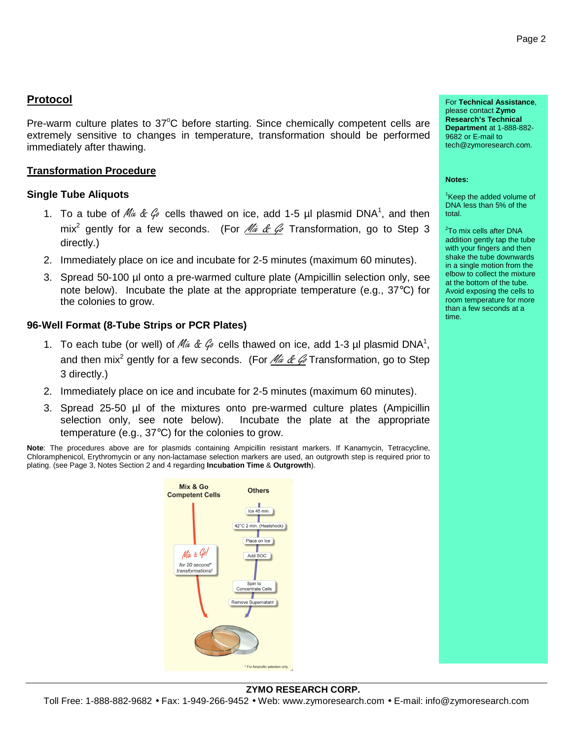## Protocol

Pre-warm culture plates to 37°C before starting. Since chemically competent cells are extremely sensitive to changes in temperature, transformation should be performed immediately after thawing.

## Transformation Procedure

### Single Tube Aliquots

1. To a tube of *Mix & Go* cells thawed on ice, add 1-5 µl plasmid DNA[1], and then mix[2] gently for a few seconds. (For *Mix & Go* Transformation, go to Step 3 directly.)
2. Immediately place on ice and incubate for 2-5 minutes (maximum 60 minutes).
3. Spread 50-100 µl onto a pre-warmed culture plate (Ampicillin selection only, see note below). Incubate the plate at the appropriate temperature (e.g., 37°C) for the colonies to grow.

### 96-Well Format (8-Tube Strips or PCR Plates)

1. To each tube (or well) of *Mix & Go* cells thawed on ice, add 1-3 µl plasmid DNA[1], and then mix[2] gently for a few seconds. (For *Mix & Go* Transformation, go to Step 3 directly.)
2. Immediately place on ice and incubate for 2-5 minutes (maximum 60 minutes).
3. Spread 25-50 µl of the mixtures onto pre-warmed culture plates (Ampicillin selection only, see note below). Incubate the plate at the appropriate temperature (e.g., 37°C) for the colonies to grow.

**Note**: The procedures above are for plasmids containing Ampicillin resistant markers. If Kanamycin, Tetracycline, Chloramphenicol, Erythromycin or any non-lactamase selection markers are used, an outgrowth step is required prior to plating. (see Page 3, Notes Section 2 and 4 regarding **Incubation Time** & **Outgrowth**).

| Mix & Go Competent Cells | Others |
|---|---|
| *Mix & Go!* for 20 second* transformations! | Ice 45 min. |
| | 42°C 2 min. (Heatshock) |
| | Place on Ice |
| | Add SOC |
| | Spin to Concentrate Cells |
| | Remove Supernatant |

\* For Ampicillin selection only.

For **Technical Assistance**, please contact **Zymo Research's Technical Department** at 1-888-882-9682 or E-mail to tech@zymoresearch.com.

**Notes:**

[1]Keep the added volume of DNA less than 5% of the total.

[2]To mix cells after DNA addition gently tap the tube with your fingers and then shake the tube downwards in a single motion from the elbow to collect the mixture at the bottom of the tube. Avoid exposing the cells to room temperature for more than a few seconds at a time.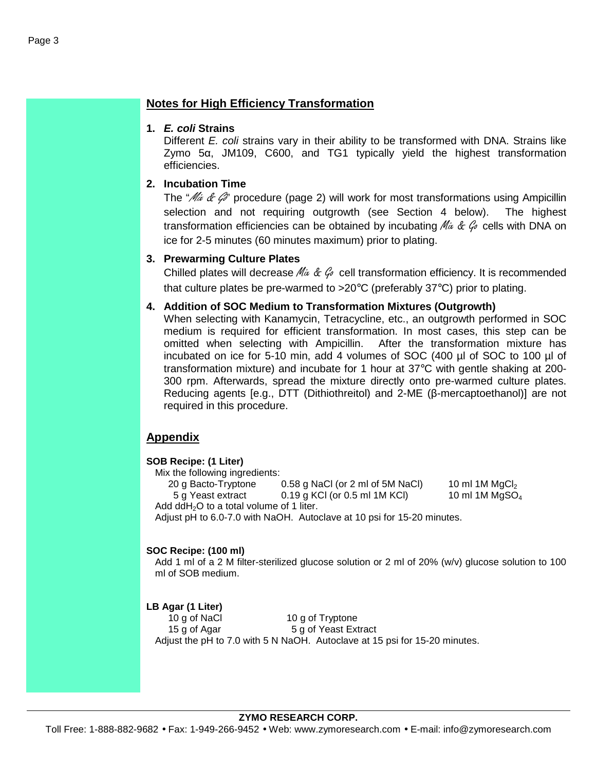## Notes for High Efficiency Transformation

**1. *E. coli* Strains**

Different *E. coli* strains vary in their ability to be transformed with DNA. Strains like Zymo 5α, JM109, C600, and TG1 typically yield the highest transformation efficiencies.

**2. Incubation Time**

The "*Mix & Go*" procedure (page 2) will work for most transformations using Ampicillin selection and not requiring outgrowth (see Section 4 below). The highest transformation efficiencies can be obtained by incubating *Mix & Go* cells with DNA on ice for 2-5 minutes (60 minutes maximum) prior to plating.

**3. Prewarming Culture Plates**

Chilled plates will decrease *Mix & Go* cell transformation efficiency. It is recommended that culture plates be pre-warmed to >20°C (preferably 37°C) prior to plating.

**4. Addition of SOC Medium to Transformation Mixtures (Outgrowth)**

When selecting with Kanamycin, Tetracycline, etc., an outgrowth performed in SOC medium is required for efficient transformation. In most cases, this step can be omitted when selecting with Ampicillin. After the transformation mixture has incubated on ice for 5-10 min, add 4 volumes of SOC (400 µl of SOC to 100 µl of transformation mixture) and incubate for 1 hour at 37°C with gentle shaking at 200-300 rpm. Afterwards, spread the mixture directly onto pre-warmed culture plates. Reducing agents [e.g., DTT (Dithiothreitol) and 2-ME (β-mercaptoethanol)] are not required in this procedure.

## Appendix

**SOB Recipe: (1 Liter)**

Mix the following ingredients:

| | | |
|---|---|---|
| 20 g Bacto-Tryptone | 0.58 g NaCl (or 2 ml of 5M NaCl) | 10 ml 1M $MgCl_2$ |
| 5 g Yeast extract | 0.19 g KCl (or 0.5 ml 1M KCl) | 10 ml 1M $MgSO_4$ |

Add $ddH_2O$ to a total volume of 1 liter.

Adjust pH to 6.0-7.0 with NaOH. Autoclave at 10 psi for 15-20 minutes.

**SOC Recipe: (100 ml)**

Add 1 ml of a 2 M filter-sterilized glucose solution or 2 ml of 20% (w/v) glucose solution to 100 ml of SOB medium.

**LB Agar (1 Liter)**

| | |
|---|---|
| 10 g of NaCl | 10 g of Tryptone |
| 15 g of Agar | 5 g of Yeast Extract |

Adjust the pH to 7.0 with 5 N NaOH. Autoclave at 15 psi for 15-20 minutes.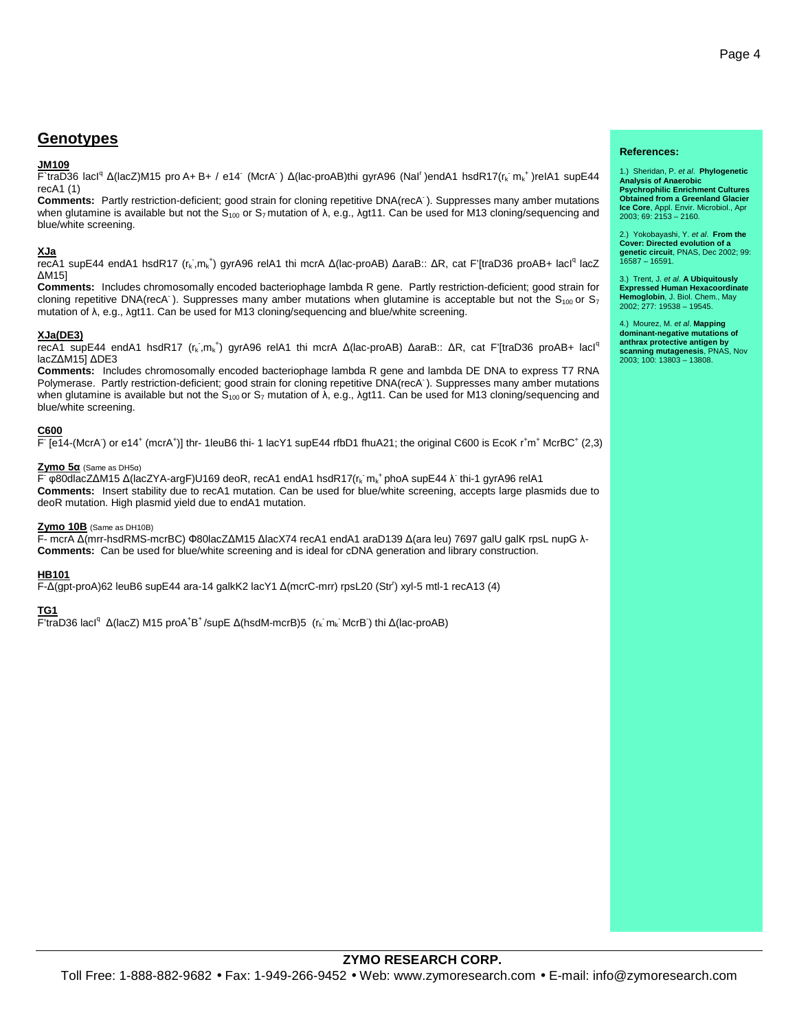## Genotypes

**JM109**

F`traD36 lacI$^{q}$ Δ(lacZ)M15 pro A+ B+ / e14$^{-}$ (McrA$^{-}$) Δ(lac-proAB)thi gyrA96 (Nal$^{r}$)endA1 hsdR17($r_k^-$ $m_k^+$)relA1 supE44 recA1 (1)

**Comments:** Partly restriction-deficient; good strain for cloning repetitive DNA(recA$^{-}$). Suppresses many amber mutations when glutamine is available but not the $S_{100}$ or $S_7$ mutation of λ, e.g., λgt11. Can be used for M13 cloning/sequencing and blue/white screening.

**XJa**

recA1 supE44 endA1 hsdR17 ($r_k^-$,$m_k^+$) gyrA96 relA1 thi mcrA Δ(lac-proAB) ΔaraB:: ΔR, cat F'[traD36 proAB+ lacI$^{q}$ lacZ ΔM15]

**Comments:** Includes chromosomally encoded bacteriophage lambda R gene. Partly restriction-deficient; good strain for cloning repetitive DNA(recA$^{-}$). Suppresses many amber mutations when glutamine is acceptable but not the $S_{100}$ or $S_7$ mutation of λ, e.g., λgt11. Can be used for M13 cloning/sequencing and blue/white screening.

**XJa(DE3)**

recA1 supE44 endA1 hsdR17 ($r_k^-$,$m_k^+$) gyrA96 relA1 thi mcrA Δ(lac-proAB) ΔaraB:: ΔR, cat F'[traD36 proAB+ lacI$^{q}$ lacZΔM15] ΔDE3

**Comments:** Includes chromosomally encoded bacteriophage lambda R gene and lambda DE DNA to express T7 RNA Polymerase. Partly restriction-deficient; good strain for cloning repetitive DNA(recA$^{-}$). Suppresses many amber mutations when glutamine is available but not the $S_{100}$ or $S_7$ mutation of λ, e.g., λgt11. Can be used for M13 cloning/sequencing and blue/white screening.

**C600**

F$^{-}$ [e14-(McrA$^{-}$) or e14$^{+}$ (mcrA$^{+}$)] thr- 1leuB6 thi- 1 lacY1 supE44 rfbD1 fhuA21; the original C600 is EcoK $r^+m^+$ McrBC$^{+}$ (2,3)

**Zymo 5α** (Same as DH5α)

F$^{-}$ φ80dlacZΔM15 Δ(lacZYA-argF)U169 deoR, recA1 endA1 hsdR17($r_k^-$ $m_k^+$ phoA supE44 λ$^{-}$ thi-1 gyrA96 relA1

**Comments:** Insert stability due to recA1 mutation. Can be used for blue/white screening, accepts large plasmids due to deoR mutation. High plasmid yield due to endA1 mutation.

**Zymo 10B** (Same as DH10B)

F- mcrA Δ(mrr-hsdRMS-mcrBC) Φ80lacZΔM15 ΔlacX74 recA1 endA1 araD139 Δ(ara leu) 7697 galU galK rpsL nupG λ-

**Comments:** Can be used for blue/white screening and is ideal for cDNA generation and library construction.

**HB101**

F-Δ(gpt-proA)62 leuB6 supE44 ara-14 galkK2 lacY1 Δ(mcrC-mrr) rpsL20 (Str$^{r}$) xyl-5 mtl-1 recA13 (4)

**TG1**

F'traD36 lacI$^{q}$ Δ(lacZ) M15 proA$^{+}$B$^{+}$/supE Δ(hsdM-mcrB)5 ($r_k^-$ $m_k^-$ McrB$^{-}$) thi Δ(lac-proAB)

**References:**

1.) Sheridan, P. *et al.* **Phylogenetic Analysis of Anaerobic Psychrophilic Enrichment Cultures Obtained from a Greenland Glacier Ice Core**, Appl. Envir. Microbiol., Apr 2003; 69: 2153 – 2160.

2.) Yokobayashi, Y. *et al.* **From the Cover: Directed evolution of a genetic circuit**, PNAS, Dec 2002; 99: 16587 – 16591.

3.) Trent, J. *et al.* **A Ubiquitously Expressed Human Hexacoordinate Hemoglobin**, J. Biol. Chem., May 2002; 277: 19538 – 19545.

4.) Mourez, M. *et al.* **Mapping dominant-negative mutations of anthrax protective antigen by scanning mutagenesis**, PNAS, Nov 2003; 100: 13803 – 13808.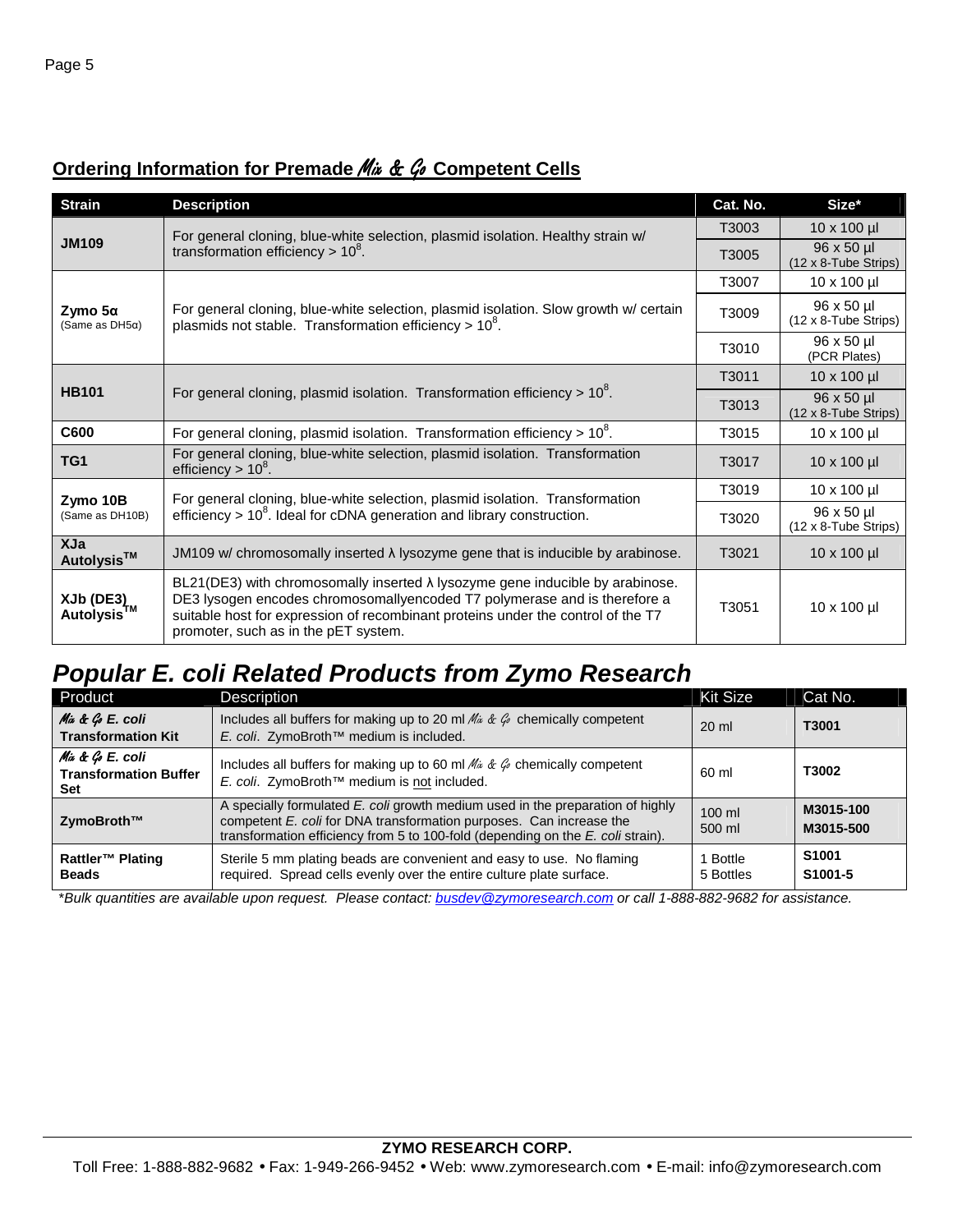## Ordering Information for Premade *Mix & Go* Competent Cells

| Strain | Description | Cat. No. | Size* |
|---|---|---|---|
| **JM109** | For general cloning, blue-white selection, plasmid isolation. Healthy strain w/ transformation efficiency > $10^8$. | T3003 | 10 x 100 µl |
| | | T3005 | 96 x 50 µl (12 x 8-Tube Strips) |
| **Zymo 5α** (Same as DH5α) | For general cloning, blue-white selection, plasmid isolation. Slow growth w/ certain plasmids not stable. Transformation efficiency > $10^8$. | T3007 | 10 x 100 µl |
| | | T3009 | 96 x 50 µl (12 x 8-Tube Strips) |
| | | T3010 | 96 x 50 µl (PCR Plates) |
| **HB101** | For general cloning, plasmid isolation. Transformation efficiency > $10^8$. | T3011 | 10 x 100 µl |
| | | T3013 | 96 x 50 µl (12 x 8-Tube Strips) |
| **C600** | For general cloning, plasmid isolation. Transformation efficiency > $10^8$. | T3015 | 10 x 100 µl |
| **TG1** | For general cloning, blue-white selection, plasmid isolation. Transformation efficiency > $10^8$. | T3017 | 10 x 100 µl |
| **Zymo 10B** (Same as DH10B) | For general cloning, blue-white selection, plasmid isolation. Transformation efficiency > $10^8$. Ideal for cDNA generation and library construction. | T3019 | 10 x 100 µl |
| | | T3020 | 96 x 50 µl (12 x 8-Tube Strips) |
| **XJa Autolysis™** | JM109 w/ chromosomally inserted λ lysozyme gene that is inducible by arabinose. | T3021 | 10 x 100 µl |
| **XJb (DE3) Autolysis™** | BL21(DE3) with chromosomally inserted λ lysozyme gene inducible by arabinose. DE3 lysogen encodes chromosomallyencoded T7 polymerase and is therefore a suitable host for expression of recombinant proteins under the control of the T7 promoter, such as in the pET system. | T3051 | 10 x 100 µl |

# *Popular E. coli Related Products from Zymo Research*

| Product | Description | Kit Size | Cat No. |
|---|---|---|---|
| ***Mix & Go E. coli* Transformation Kit** | Includes all buffers for making up to 20 ml *Mix & Go* chemically competent *E. coli*. ZymoBroth™ medium is included. | 20 ml | **T3001** |
| ***Mix & Go E. coli* Transformation Buffer Set** | Includes all buffers for making up to 60 ml *Mix & Go* chemically competent *E. coli*. ZymoBroth™ medium is not included. | 60 ml | **T3002** |
| **ZymoBroth™** | A specially formulated *E. coli* growth medium used in the preparation of highly competent *E. coli* for DNA transformation purposes. Can increase the transformation efficiency from 5 to 100-fold (depending on the *E. coli* strain). | 100 ml<br>500 ml | **M3015-100**<br>**M3015-500** |
| **Rattler™ Plating Beads** | Sterile 5 mm plating beads are convenient and easy to use. No flaming required. Spread cells evenly over the entire culture plate surface. | 1 Bottle<br>5 Bottles | **S1001**<br>**S1001-5** |

*\*Bulk quantities are available upon request. Please contact: busdev@zymoresearch.com or call 1-888-882-9682 for assistance.*

**ZYMO RESEARCH CORP.**

Toll Free: 1-888-882-9682 • Fax: 1-949-266-9452 • Web: www.zymoresearch.com • E-mail: info@zymoresearch.com